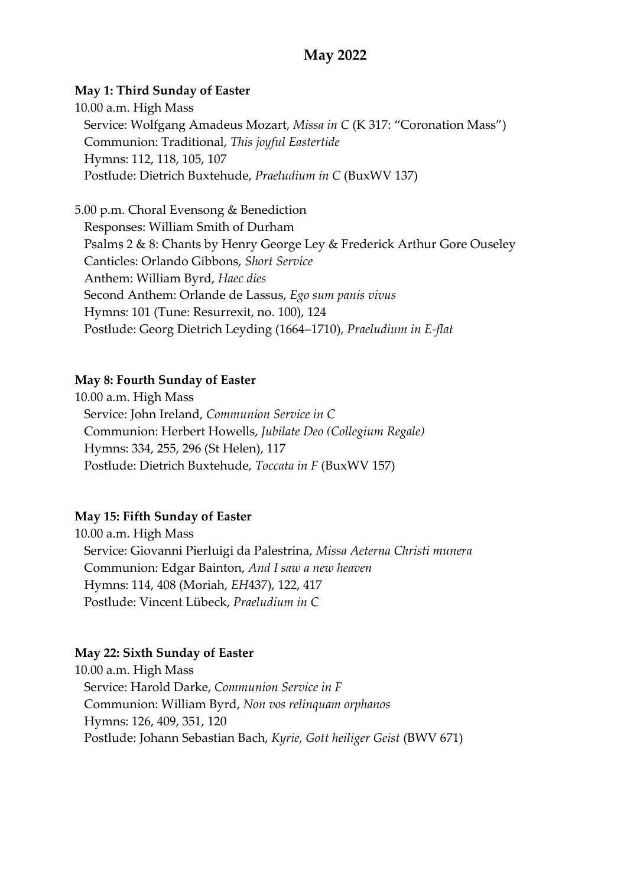# May 2022

**May 1: Third Sunday of Easter**

10.00 a.m. High Mass
Service: Wolfgang Amadeus Mozart, *Missa in C* (K 317: "Coronation Mass")
Communion: Traditional, *This joyful Eastertide*
Hymns: 112, 118, 105, 107
Postlude: Dietrich Buxtehude, *Praeludium in C* (BuxWV 137)

5.00 p.m. Choral Evensong & Benediction
Responses: William Smith of Durham
Psalms 2 & 8: Chants by Henry George Ley & Frederick Arthur Gore Ouseley
Canticles: Orlando Gibbons, *Short Service*
Anthem: William Byrd, *Haec dies*
Second Anthem: Orlande de Lassus, *Ego sum panis vivus*
Hymns: 101 (Tune: Resurrexit, no. 100), 124
Postlude: Georg Dietrich Leyding (1664–1710), *Praeludium in E-flat*

**May 8: Fourth Sunday of Easter**

10.00 a.m. High Mass
Service: John Ireland, *Communion Service in C*
Communion: Herbert Howells, *Jubilate Deo (Collegium Regale)*
Hymns: 334, 255, 296 (St Helen), 117
Postlude: Dietrich Buxtehude, *Toccata in F* (BuxWV 157)

**May 15: Fifth Sunday of Easter**

10.00 a.m. High Mass
Service: Giovanni Pierluigi da Palestrina, *Missa Aeterna Christi munera*
Communion: Edgar Bainton, *And I saw a new heaven*
Hymns: 114, 408 (Moriah, *EH*437), 122, 417
Postlude: Vincent Lübeck, *Praeludium in C*

**May 22: Sixth Sunday of Easter**

10.00 a.m. High Mass
Service: Harold Darke, *Communion Service in F*
Communion: William Byrd, *Non vos relinquam orphanos*
Hymns: 126, 409, 351, 120
Postlude: Johann Sebastian Bach, *Kyrie, Gott heiliger Geist* (BWV 671)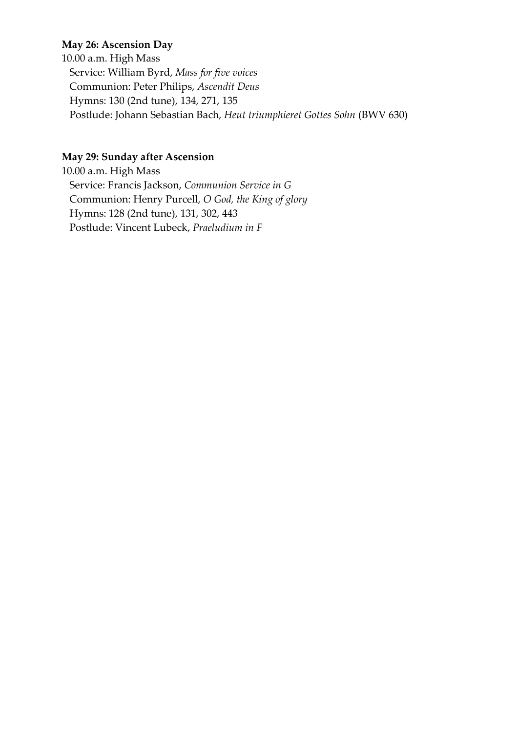**May 26: Ascension Day**

10.00 a.m. High Mass
Service: William Byrd, *Mass for five voices*
Communion: Peter Philips, *Ascendit Deus*
Hymns: 130 (2nd tune), 134, 271, 135
Postlude: Johann Sebastian Bach, *Heut triumphieret Gottes Sohn* (BWV 630)

**May 29: Sunday after Ascension**

10.00 a.m. High Mass
Service: Francis Jackson, *Communion Service in G*
Communion: Henry Purcell, *O God, the King of glory*
Hymns: 128 (2nd tune), 131, 302, 443
Postlude: Vincent Lubeck, *Praeludium in F*